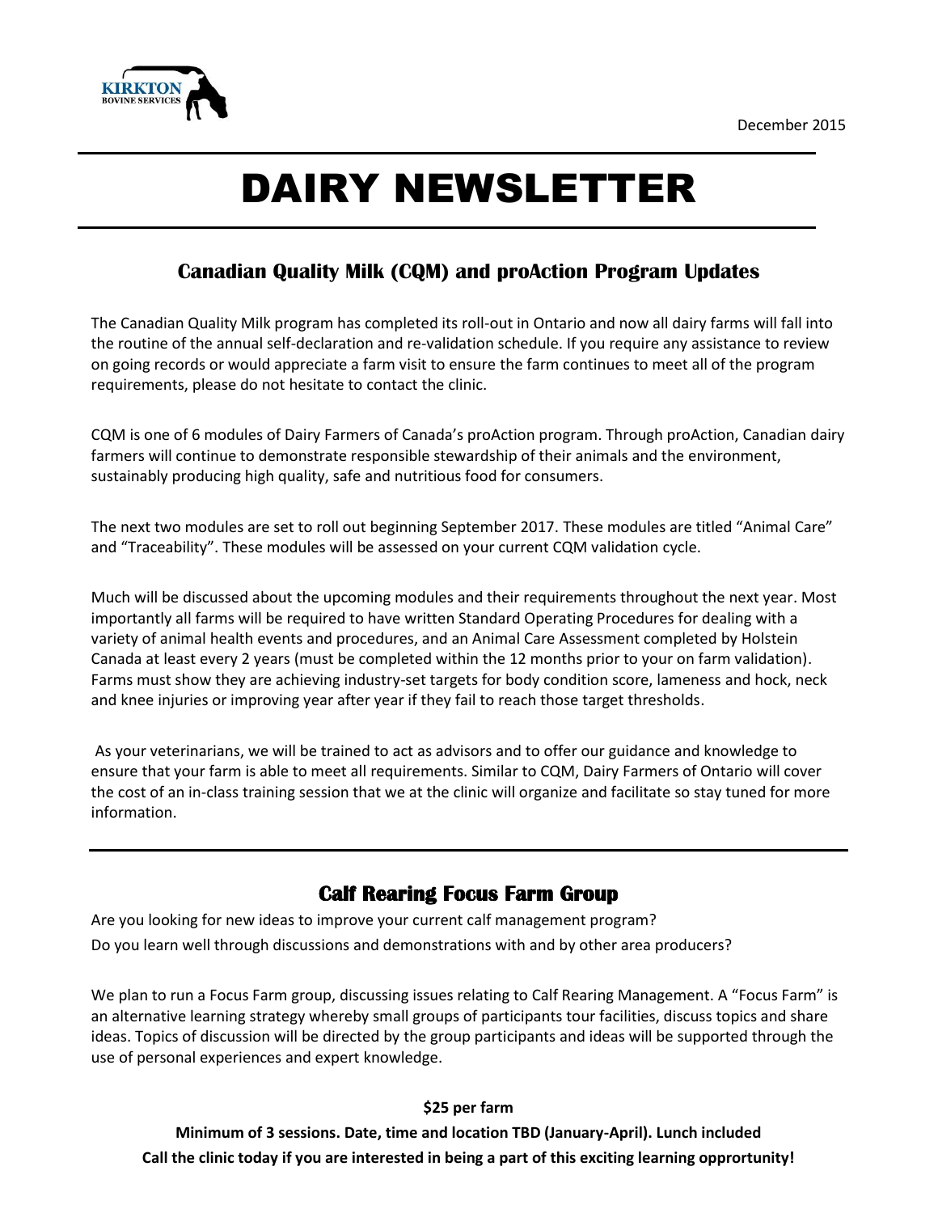KIRKTON BOVINE SERVICES

December 2015

# DAIRY NEWSLETTER

## Canadian Quality Milk (CQM) and proAction Program Updates

The Canadian Quality Milk program has completed its roll-out in Ontario and now all dairy farms will fall into the routine of the annual self-declaration and re-validation schedule. If you require any assistance to review on going records or would appreciate a farm visit to ensure the farm continues to meet all of the program requirements, please do not hesitate to contact the clinic.

CQM is one of 6 modules of Dairy Farmers of Canada's proAction program. Through proAction, Canadian dairy farmers will continue to demonstrate responsible stewardship of their animals and the environment, sustainably producing high quality, safe and nutritious food for consumers.

The next two modules are set to roll out beginning September 2017. These modules are titled "Animal Care" and "Traceability". These modules will be assessed on your current CQM validation cycle.

Much will be discussed about the upcoming modules and their requirements throughout the next year. Most importantly all farms will be required to have written Standard Operating Procedures for dealing with a variety of animal health events and procedures, and an Animal Care Assessment completed by Holstein Canada at least every 2 years (must be completed within the 12 months prior to your on farm validation). Farms must show they are achieving industry-set targets for body condition score, lameness and hock, neck and knee injuries or improving year after year if they fail to reach those target thresholds.

As your veterinarians, we will be trained to act as advisors and to offer our guidance and knowledge to ensure that your farm is able to meet all requirements. Similar to CQM, Dairy Farmers of Ontario will cover the cost of an in-class training session that we at the clinic will organize and facilitate so stay tuned for more information.

## Calf Rearing Focus Farm Group

Are you looking for new ideas to improve your current calf management program?

Do you learn well through discussions and demonstrations with and by other area producers?

We plan to run a Focus Farm group, discussing issues relating to Calf Rearing Management. A "Focus Farm" is an alternative learning strategy whereby small groups of participants tour facilities, discuss topics and share ideas. Topics of discussion will be directed by the group participants and ideas will be supported through the use of personal experiences and expert knowledge.

**$25 per farm**

**Minimum of 3 sessions. Date, time and location TBD (January-April). Lunch included**

**Call the clinic today if you are interested in being a part of this exciting learning opprortunity!**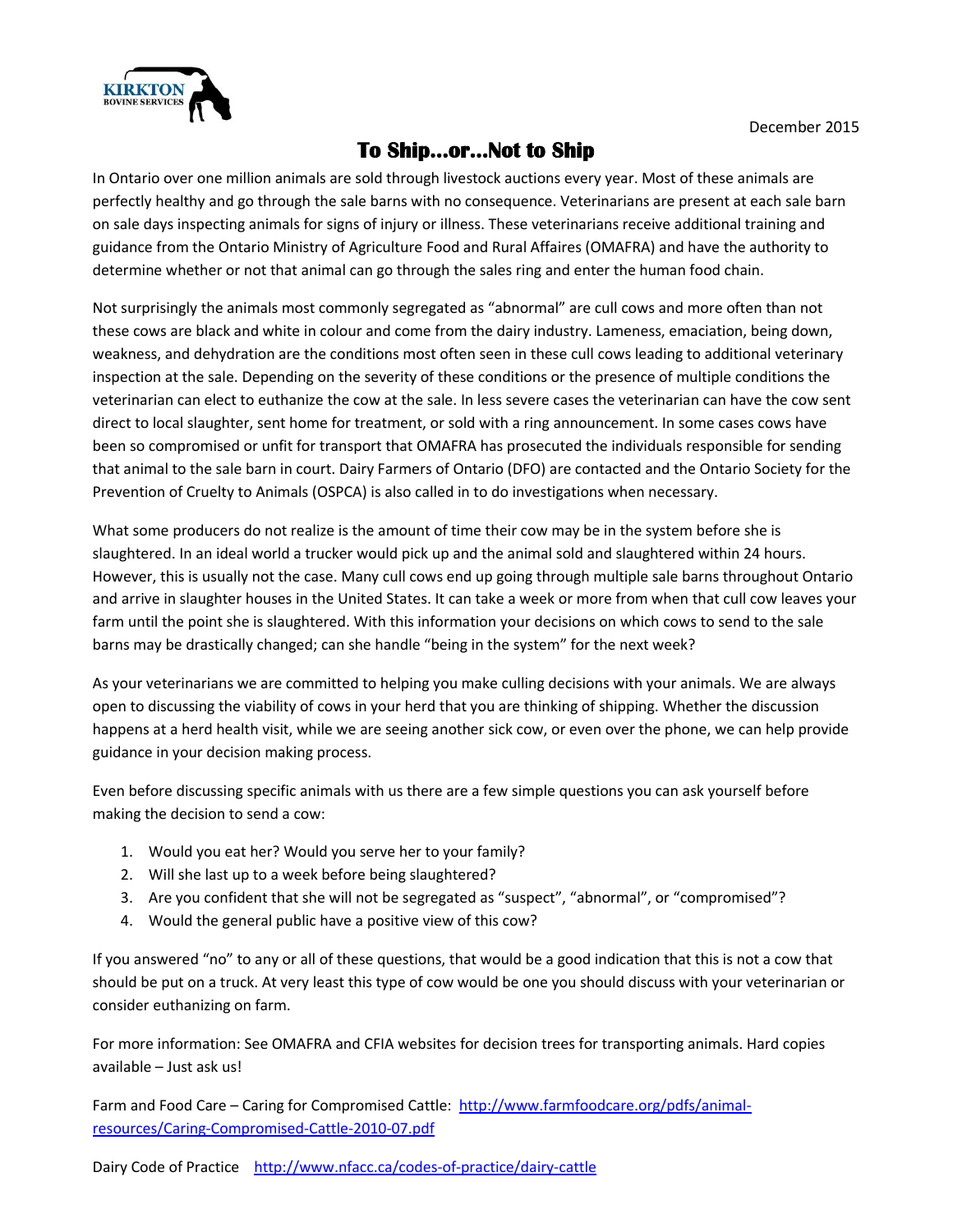KIRKTON BOVINE SERVICES

December 2015

# To Ship…or…Not to Ship

In Ontario over one million animals are sold through livestock auctions every year. Most of these animals are perfectly healthy and go through the sale barns with no consequence. Veterinarians are present at each sale barn on sale days inspecting animals for signs of injury or illness. These veterinarians receive additional training and guidance from the Ontario Ministry of Agriculture Food and Rural Affaires (OMAFRA) and have the authority to determine whether or not that animal can go through the sales ring and enter the human food chain.

Not surprisingly the animals most commonly segregated as "abnormal" are cull cows and more often than not these cows are black and white in colour and come from the dairy industry. Lameness, emaciation, being down, weakness, and dehydration are the conditions most often seen in these cull cows leading to additional veterinary inspection at the sale. Depending on the severity of these conditions or the presence of multiple conditions the veterinarian can elect to euthanize the cow at the sale. In less severe cases the veterinarian can have the cow sent direct to local slaughter, sent home for treatment, or sold with a ring announcement. In some cases cows have been so compromised or unfit for transport that OMAFRA has prosecuted the individuals responsible for sending that animal to the sale barn in court. Dairy Farmers of Ontario (DFO) are contacted and the Ontario Society for the Prevention of Cruelty to Animals (OSPCA) is also called in to do investigations when necessary.

What some producers do not realize is the amount of time their cow may be in the system before she is slaughtered. In an ideal world a trucker would pick up and the animal sold and slaughtered within 24 hours. However, this is usually not the case. Many cull cows end up going through multiple sale barns throughout Ontario and arrive in slaughter houses in the United States. It can take a week or more from when that cull cow leaves your farm until the point she is slaughtered. With this information your decisions on which cows to send to the sale barns may be drastically changed; can she handle "being in the system" for the next week?

As your veterinarians we are committed to helping you make culling decisions with your animals. We are always open to discussing the viability of cows in your herd that you are thinking of shipping. Whether the discussion happens at a herd health visit, while we are seeing another sick cow, or even over the phone, we can help provide guidance in your decision making process.

Even before discussing specific animals with us there are a few simple questions you can ask yourself before making the decision to send a cow:

1. Would you eat her? Would you serve her to your family?
2. Will she last up to a week before being slaughtered?
3. Are you confident that she will not be segregated as "suspect", "abnormal", or "compromised"?
4. Would the general public have a positive view of this cow?

If you answered "no" to any or all of these questions, that would be a good indication that this is not a cow that should be put on a truck. At very least this type of cow would be one you should discuss with your veterinarian or consider euthanizing on farm.

For more information: See OMAFRA and CFIA websites for decision trees for transporting animals. Hard copies available – Just ask us!

Farm and Food Care – Caring for Compromised Cattle: http://www.farmfoodcare.org/pdfs/animal-resources/Caring-Compromised-Cattle-2010-07.pdf

Dairy Code of Practice http://www.nfacc.ca/codes-of-practice/dairy-cattle